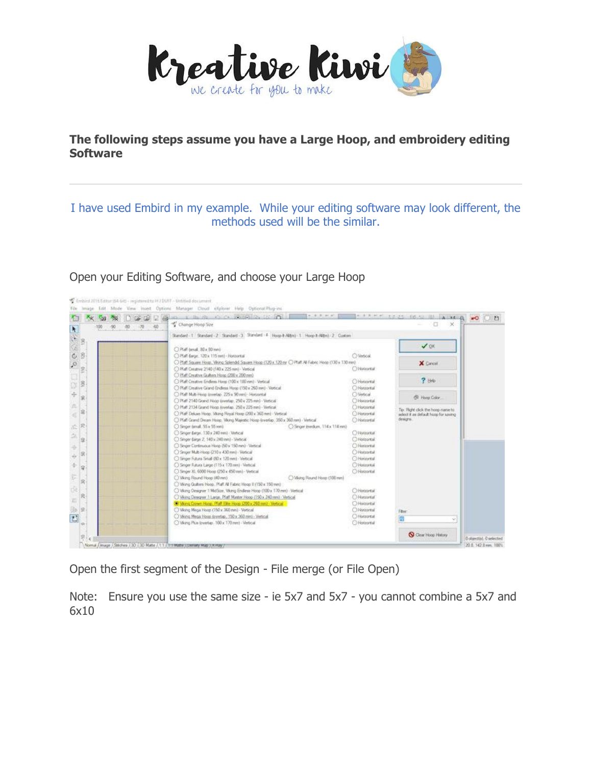**The following steps assume you have a Large Hoop, and embroidery editing Software**

---

I have used Embird in my example. While your editing software may look different, the methods used will be the similar.

Open your Editing Software, and choose your Large Hoop

Open the first segment of the Design - File merge (or File Open)

Note: Ensure you use the same size - ie 5x7 and 5x7 - you cannot combine a 5x7 and 6x10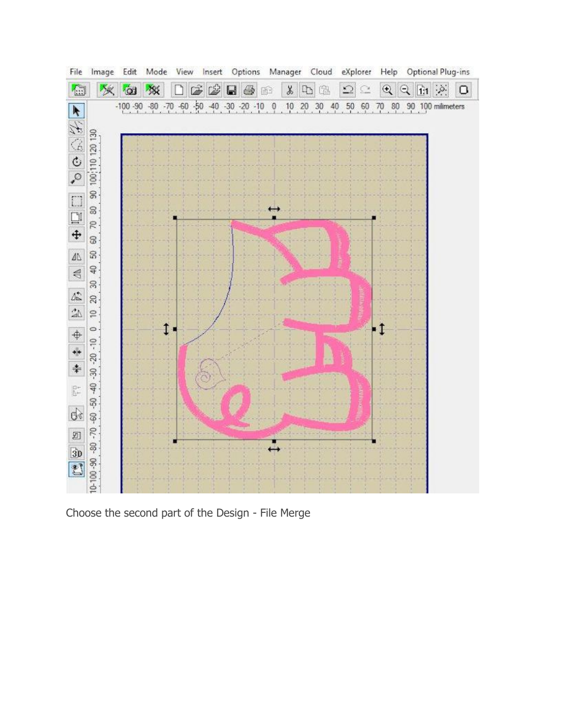Choose the second part of the Design - File Merge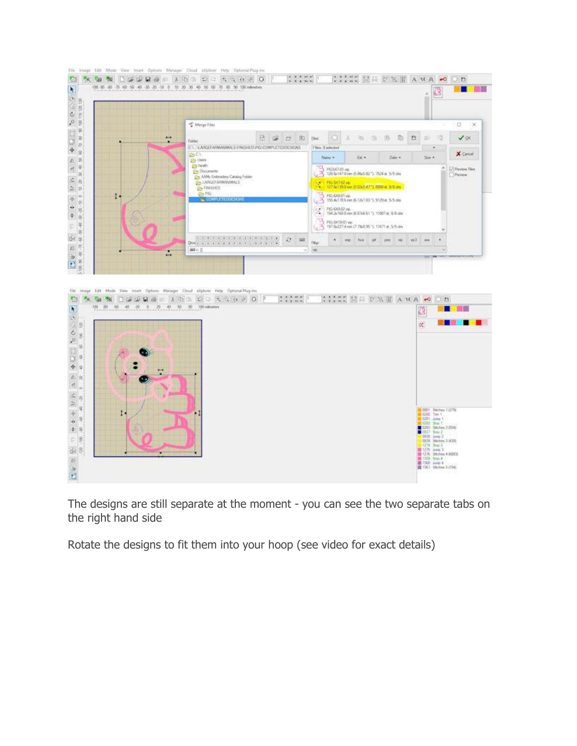The designs are still separate at the moment - you can see the two separate tabs on the right hand side

Rotate the designs to fit them into your hoop (see video for exact details)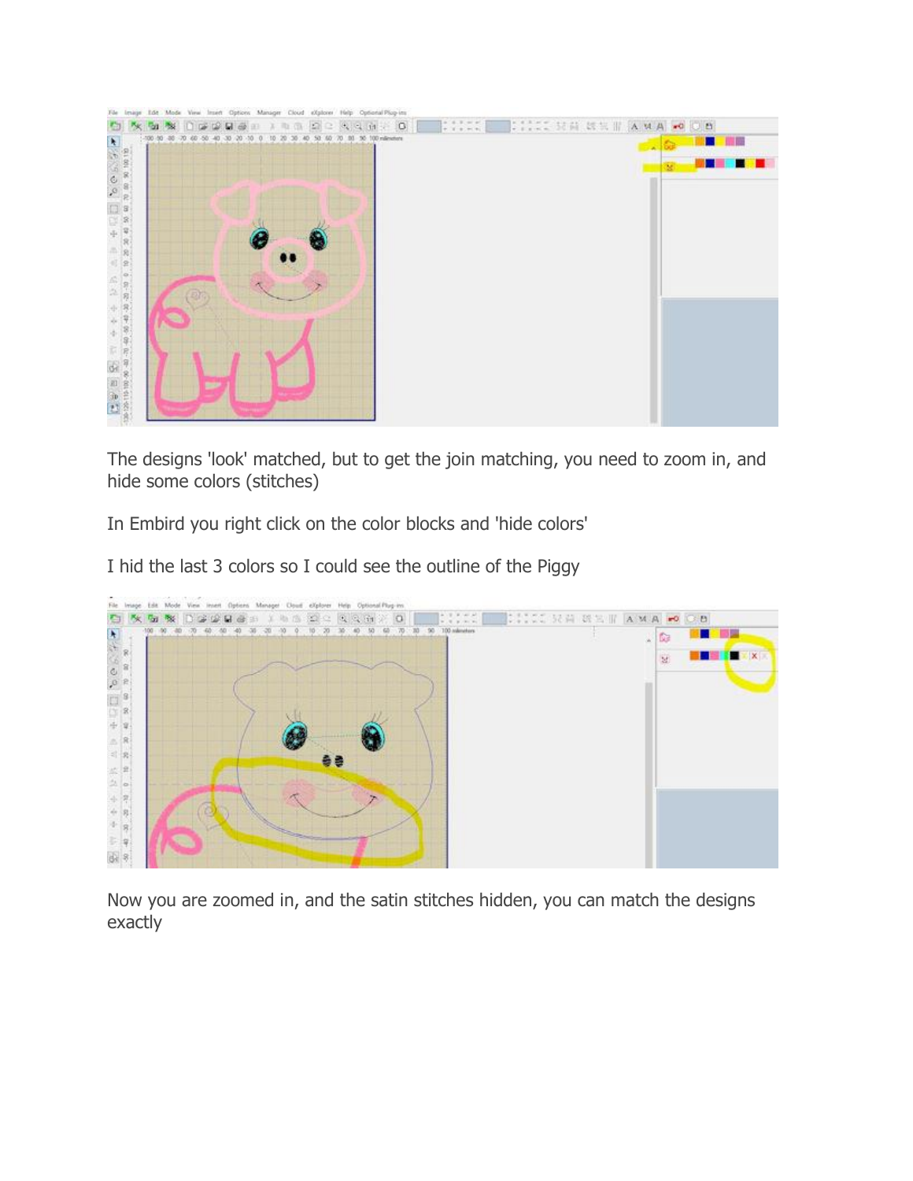The designs 'look' matched, but to get the join matching, you need to zoom in, and hide some colors (stitches)

In Embird you right click on the color blocks and 'hide colors'

I hid the last 3 colors so I could see the outline of the Piggy

Now you are zoomed in, and the satin stitches hidden, you can match the designs exactly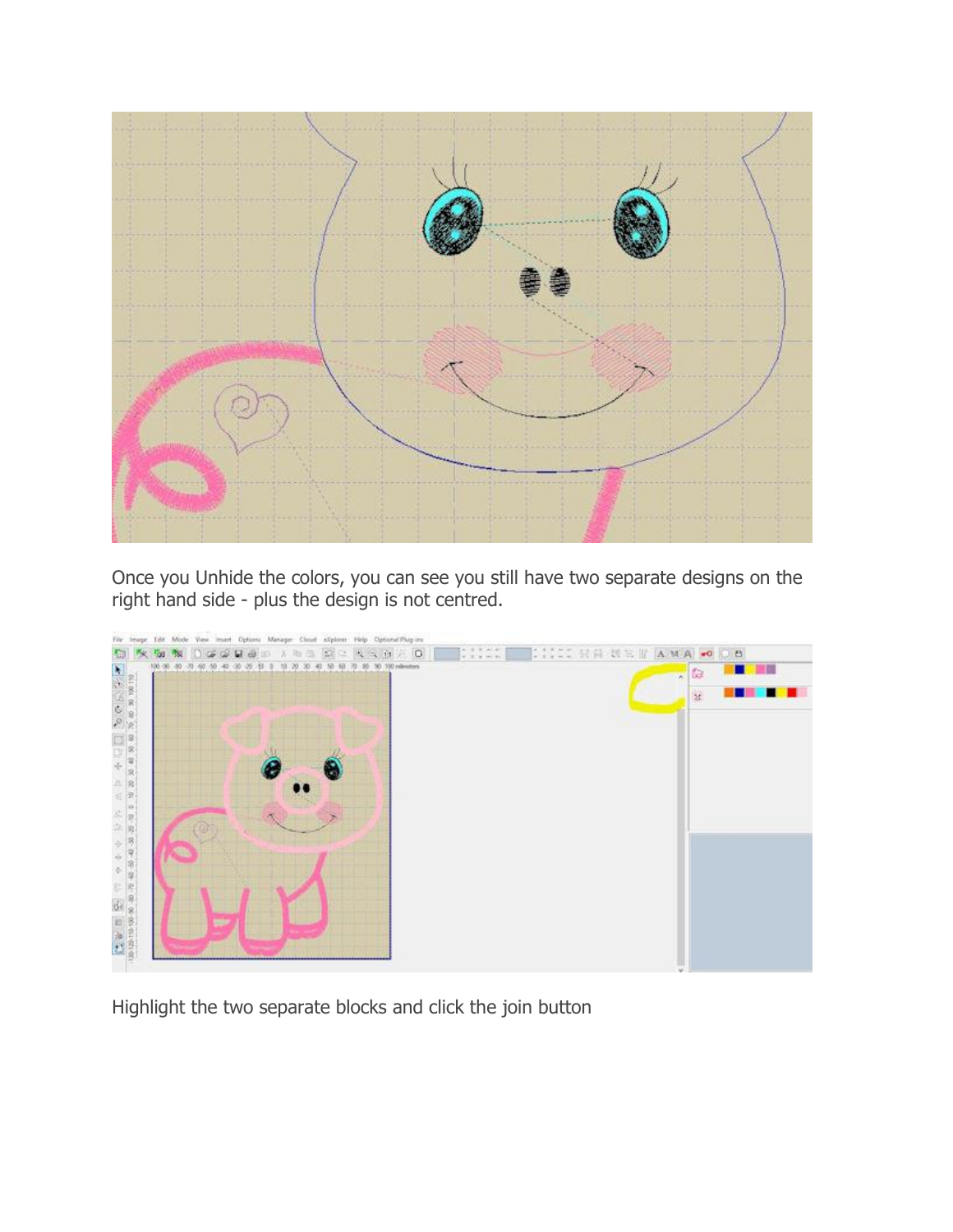Once you Unhide the colors, you can see you still have two separate designs on the right hand side - plus the design is not centred.

Highlight the two separate blocks and click the join button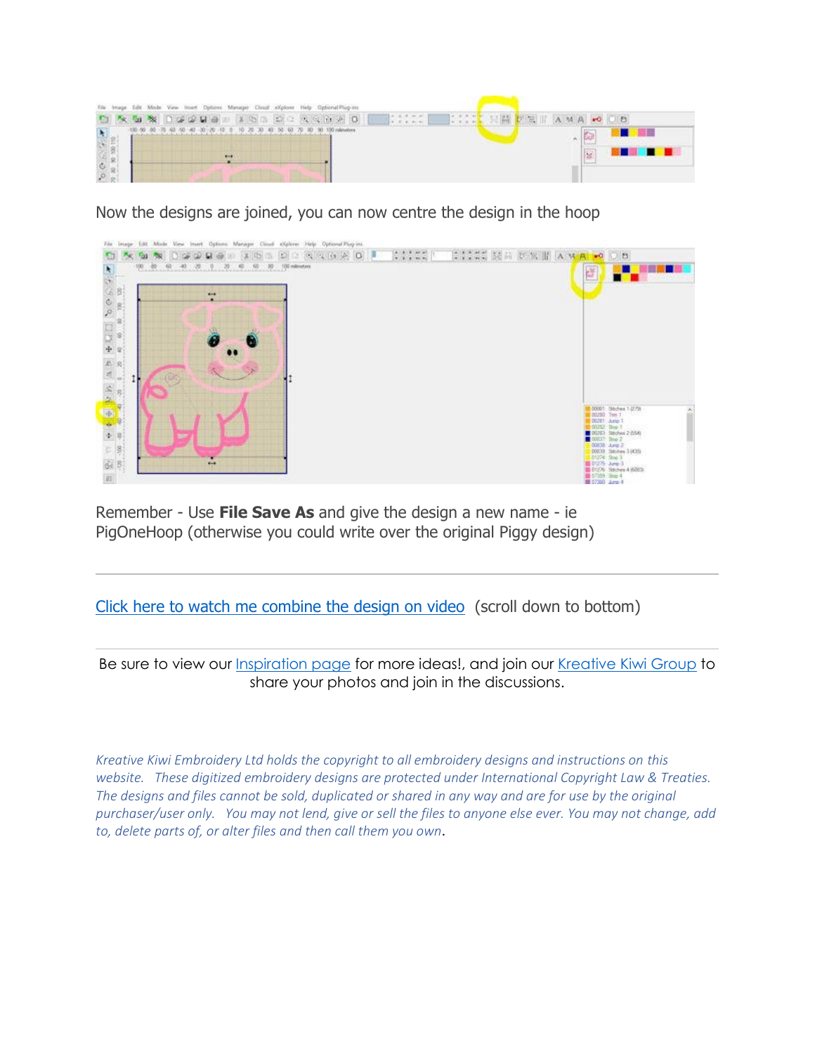Now the designs are joined, you can now centre the design in the hoop

Remember - Use **File Save As** and give the design a new name - ie PigOneHoop (otherwise you could write over the original Piggy design)

---

Click here to watch me combine the design on video (scroll down to bottom)

---

Be sure to view our Inspiration page for more ideas!, and join our Kreative Kiwi Group to share your photos and join in the discussions.

*Kreative Kiwi Embroidery Ltd holds the copyright to all embroidery designs and instructions on this website. These digitized embroidery designs are protected under International Copyright Law & Treaties. The designs and files cannot be sold, duplicated or shared in any way and are for use by the original purchaser/user only. You may not lend, give or sell the files to anyone else ever. You may not change, add to, delete parts of, or alter files and then call them you own*.